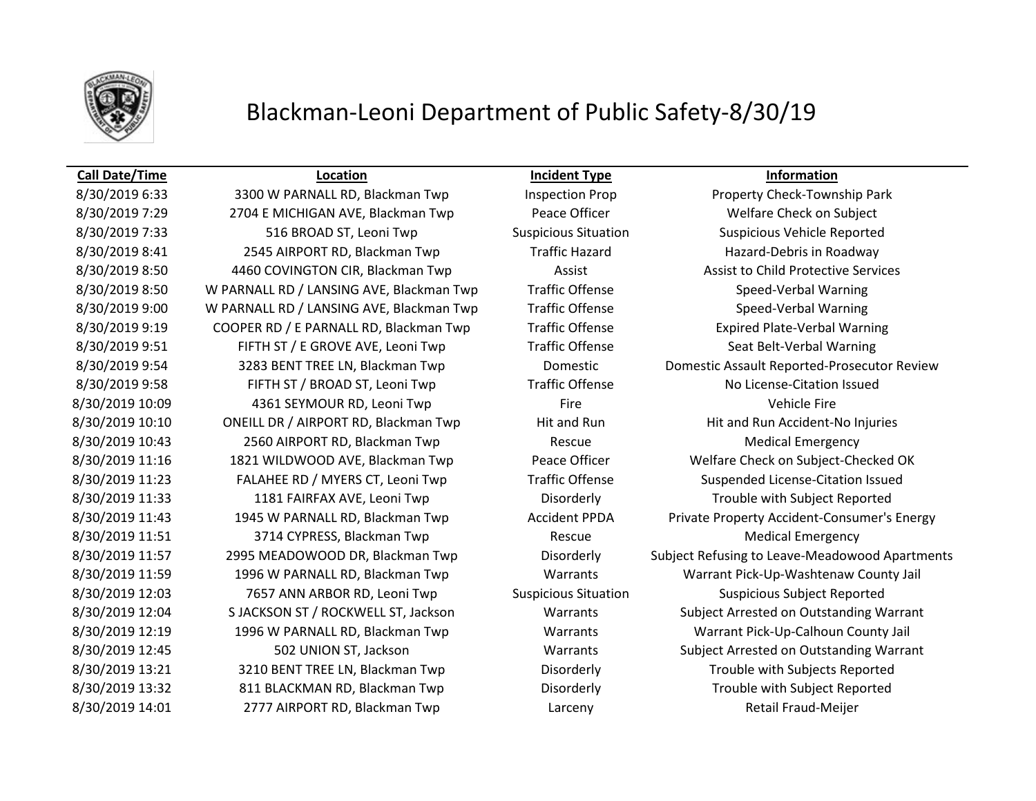# Blackman-Leoni Department of Public Safety-8/30/19

| Call Date/Time | Location | Incident Type | Information |
|---|---|---|---|
| 8/30/2019 6:33 | 3300 W PARNALL RD, Blackman Twp | Inspection Prop | Property Check-Township Park |
| 8/30/2019 7:29 | 2704 E MICHIGAN AVE, Blackman Twp | Peace Officer | Welfare Check on Subject |
| 8/30/2019 7:33 | 516 BROAD ST, Leoni Twp | Suspicious Situation | Suspicious Vehicle Reported |
| 8/30/2019 8:41 | 2545 AIRPORT RD, Blackman Twp | Traffic Hazard | Hazard-Debris in Roadway |
| 8/30/2019 8:50 | 4460 COVINGTON CIR, Blackman Twp | Assist | Assist to Child Protective Services |
| 8/30/2019 8:50 | W PARNALL RD / LANSING AVE, Blackman Twp | Traffic Offense | Speed-Verbal Warning |
| 8/30/2019 9:00 | W PARNALL RD / LANSING AVE, Blackman Twp | Traffic Offense | Speed-Verbal Warning |
| 8/30/2019 9:19 | COOPER RD / E PARNALL RD, Blackman Twp | Traffic Offense | Expired Plate-Verbal Warning |
| 8/30/2019 9:51 | FIFTH ST / E GROVE AVE, Leoni Twp | Traffic Offense | Seat Belt-Verbal Warning |
| 8/30/2019 9:54 | 3283 BENT TREE LN, Blackman Twp | Domestic | Domestic Assault Reported-Prosecutor Review |
| 8/30/2019 9:58 | FIFTH ST / BROAD ST, Leoni Twp | Traffic Offense | No License-Citation Issued |
| 8/30/2019 10:09 | 4361 SEYMOUR RD, Leoni Twp | Fire | Vehicle Fire |
| 8/30/2019 10:10 | ONEILL DR / AIRPORT RD, Blackman Twp | Hit and Run | Hit and Run Accident-No Injuries |
| 8/30/2019 10:43 | 2560 AIRPORT RD, Blackman Twp | Rescue | Medical Emergency |
| 8/30/2019 11:16 | 1821 WILDWOOD AVE, Blackman Twp | Peace Officer | Welfare Check on Subject-Checked OK |
| 8/30/2019 11:23 | FALAHEE RD / MYERS CT, Leoni Twp | Traffic Offense | Suspended License-Citation Issued |
| 8/30/2019 11:33 | 1181 FAIRFAX AVE, Leoni Twp | Disorderly | Trouble with Subject Reported |
| 8/30/2019 11:43 | 1945 W PARNALL RD, Blackman Twp | Accident PPDA | Private Property Accident-Consumer's Energy |
| 8/30/2019 11:51 | 3714 CYPRESS, Blackman Twp | Rescue | Medical Emergency |
| 8/30/2019 11:57 | 2995 MEADOWOOD DR, Blackman Twp | Disorderly | Subject Refusing to Leave-Meadowood Apartments |
| 8/30/2019 11:59 | 1996 W PARNALL RD, Blackman Twp | Warrants | Warrant Pick-Up-Washtenaw County Jail |
| 8/30/2019 12:03 | 7657 ANN ARBOR RD, Leoni Twp | Suspicious Situation | Suspicious Subject Reported |
| 8/30/2019 12:04 | S JACKSON ST / ROCKWELL ST, Jackson | Warrants | Subject Arrested on Outstanding Warrant |
| 8/30/2019 12:19 | 1996 W PARNALL RD, Blackman Twp | Warrants | Warrant Pick-Up-Calhoun County Jail |
| 8/30/2019 12:45 | 502 UNION ST, Jackson | Warrants | Subject Arrested on Outstanding Warrant |
| 8/30/2019 13:21 | 3210 BENT TREE LN, Blackman Twp | Disorderly | Trouble with Subjects Reported |
| 8/30/2019 13:32 | 811 BLACKMAN RD, Blackman Twp | Disorderly | Trouble with Subject Reported |
| 8/30/2019 14:01 | 2777 AIRPORT RD, Blackman Twp | Larceny | Retail Fraud-Meijer |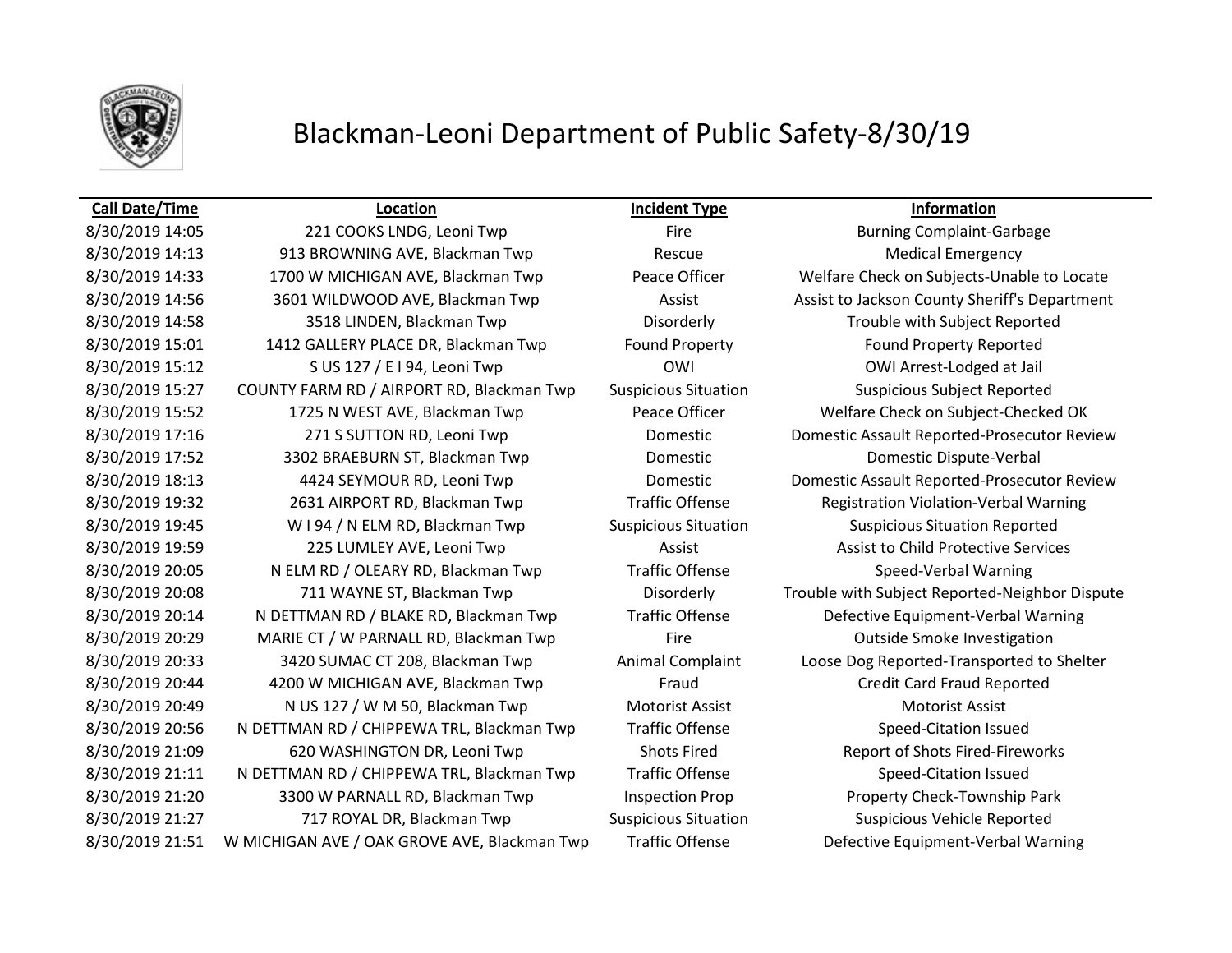# Blackman-Leoni Department of Public Safety-8/30/19

| Call Date/Time | Location | Incident Type | Information |
| --- | --- | --- | --- |
| 8/30/2019 14:05 | 221 COOKS LNDG, Leoni Twp | Fire | Burning Complaint-Garbage |
| 8/30/2019 14:13 | 913 BROWNING AVE, Blackman Twp | Rescue | Medical Emergency |
| 8/30/2019 14:33 | 1700 W MICHIGAN AVE, Blackman Twp | Peace Officer | Welfare Check on Subjects-Unable to Locate |
| 8/30/2019 14:56 | 3601 WILDWOOD AVE, Blackman Twp | Assist | Assist to Jackson County Sheriff's Department |
| 8/30/2019 14:58 | 3518 LINDEN, Blackman Twp | Disorderly | Trouble with Subject Reported |
| 8/30/2019 15:01 | 1412 GALLERY PLACE DR, Blackman Twp | Found Property | Found Property Reported |
| 8/30/2019 15:12 | S US 127 / E I 94, Leoni Twp | OWI | OWI Arrest-Lodged at Jail |
| 8/30/2019 15:27 | COUNTY FARM RD / AIRPORT RD, Blackman Twp | Suspicious Situation | Suspicious Subject Reported |
| 8/30/2019 15:52 | 1725 N WEST AVE, Blackman Twp | Peace Officer | Welfare Check on Subject-Checked OK |
| 8/30/2019 17:16 | 271 S SUTTON RD, Leoni Twp | Domestic | Domestic Assault Reported-Prosecutor Review |
| 8/30/2019 17:52 | 3302 BRAEBURN ST, Blackman Twp | Domestic | Domestic Dispute-Verbal |
| 8/30/2019 18:13 | 4424 SEYMOUR RD, Leoni Twp | Domestic | Domestic Assault Reported-Prosecutor Review |
| 8/30/2019 19:32 | 2631 AIRPORT RD, Blackman Twp | Traffic Offense | Registration Violation-Verbal Warning |
| 8/30/2019 19:45 | W I 94 / N ELM RD, Blackman Twp | Suspicious Situation | Suspicious Situation Reported |
| 8/30/2019 19:59 | 225 LUMLEY AVE, Leoni Twp | Assist | Assist to Child Protective Services |
| 8/30/2019 20:05 | N ELM RD / OLEARY RD, Blackman Twp | Traffic Offense | Speed-Verbal Warning |
| 8/30/2019 20:08 | 711 WAYNE ST, Blackman Twp | Disorderly | Trouble with Subject Reported-Neighbor Dispute |
| 8/30/2019 20:14 | N DETTMAN RD / BLAKE RD, Blackman Twp | Traffic Offense | Defective Equipment-Verbal Warning |
| 8/30/2019 20:29 | MARIE CT / W PARNALL RD, Blackman Twp | Fire | Outside Smoke Investigation |
| 8/30/2019 20:33 | 3420 SUMAC CT 208, Blackman Twp | Animal Complaint | Loose Dog Reported-Transported to Shelter |
| 8/30/2019 20:44 | 4200 W MICHIGAN AVE, Blackman Twp | Fraud | Credit Card Fraud Reported |
| 8/30/2019 20:49 | N US 127 / W M 50, Blackman Twp | Motorist Assist | Motorist Assist |
| 8/30/2019 20:56 | N DETTMAN RD / CHIPPEWA TRL, Blackman Twp | Traffic Offense | Speed-Citation Issued |
| 8/30/2019 21:09 | 620 WASHINGTON DR, Leoni Twp | Shots Fired | Report of Shots Fired-Fireworks |
| 8/30/2019 21:11 | N DETTMAN RD / CHIPPEWA TRL, Blackman Twp | Traffic Offense | Speed-Citation Issued |
| 8/30/2019 21:20 | 3300 W PARNALL RD, Blackman Twp | Inspection Prop | Property Check-Township Park |
| 8/30/2019 21:27 | 717 ROYAL DR, Blackman Twp | Suspicious Situation | Suspicious Vehicle Reported |
| 8/30/2019 21:51 | W MICHIGAN AVE / OAK GROVE AVE, Blackman Twp | Traffic Offense | Defective Equipment-Verbal Warning |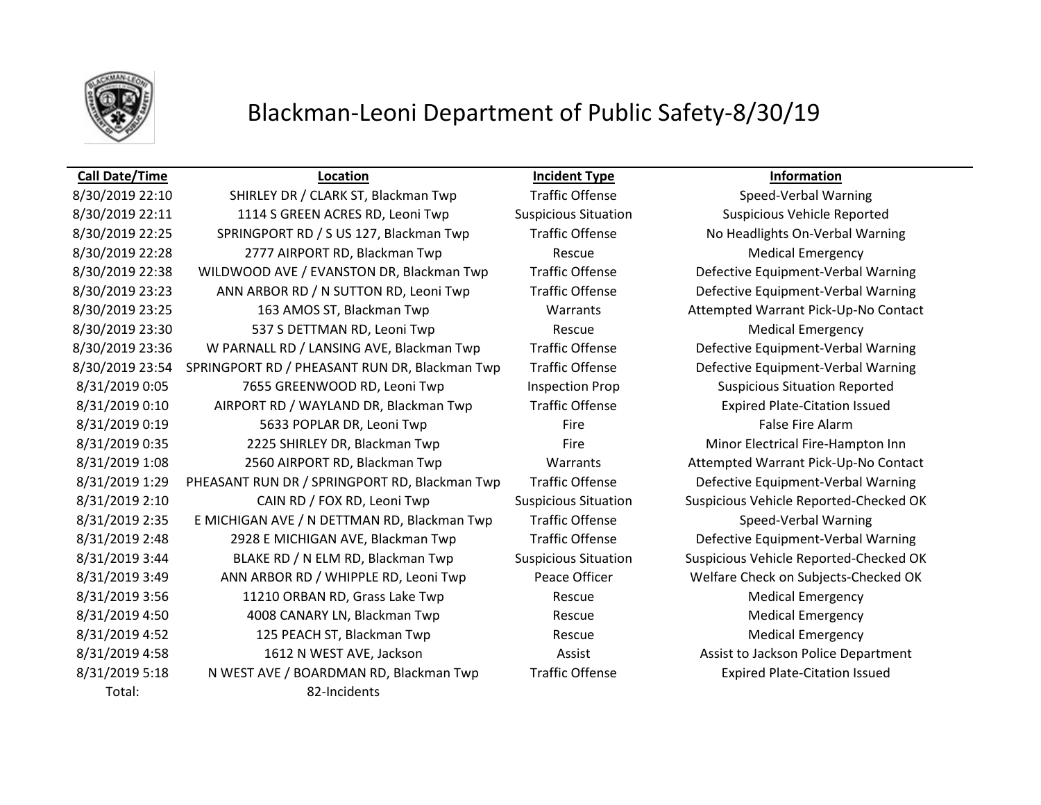# Blackman-Leoni Department of Public Safety-8/30/19

| Call Date/Time | Location | Incident Type | Information |
| --- | --- | --- | --- |
| 8/30/2019 22:10 | SHIRLEY DR / CLARK ST, Blackman Twp | Traffic Offense | Speed-Verbal Warning |
| 8/30/2019 22:11 | 1114 S GREEN ACRES RD, Leoni Twp | Suspicious Situation | Suspicious Vehicle Reported |
| 8/30/2019 22:25 | SPRINGPORT RD / S US 127, Blackman Twp | Traffic Offense | No Headlights On-Verbal Warning |
| 8/30/2019 22:28 | 2777 AIRPORT RD, Blackman Twp | Rescue | Medical Emergency |
| 8/30/2019 22:38 | WILDWOOD AVE / EVANSTON DR, Blackman Twp | Traffic Offense | Defective Equipment-Verbal Warning |
| 8/30/2019 23:23 | ANN ARBOR RD / N SUTTON RD, Leoni Twp | Traffic Offense | Defective Equipment-Verbal Warning |
| 8/30/2019 23:25 | 163 AMOS ST, Blackman Twp | Warrants | Attempted Warrant Pick-Up-No Contact |
| 8/30/2019 23:30 | 537 S DETTMAN RD, Leoni Twp | Rescue | Medical Emergency |
| 8/30/2019 23:36 | W PARNALL RD / LANSING AVE, Blackman Twp | Traffic Offense | Defective Equipment-Verbal Warning |
| 8/30/2019 23:54 | SPRINGPORT RD / PHEASANT RUN DR, Blackman Twp | Traffic Offense | Defective Equipment-Verbal Warning |
| 8/31/2019 0:05 | 7655 GREENWOOD RD, Leoni Twp | Inspection Prop | Suspicious Situation Reported |
| 8/31/2019 0:10 | AIRPORT RD / WAYLAND DR, Blackman Twp | Traffic Offense | Expired Plate-Citation Issued |
| 8/31/2019 0:19 | 5633 POPLAR DR, Leoni Twp | Fire | False Fire Alarm |
| 8/31/2019 0:35 | 2225 SHIRLEY DR, Blackman Twp | Fire | Minor Electrical Fire-Hampton Inn |
| 8/31/2019 1:08 | 2560 AIRPORT RD, Blackman Twp | Warrants | Attempted Warrant Pick-Up-No Contact |
| 8/31/2019 1:29 | PHEASANT RUN DR / SPRINGPORT RD, Blackman Twp | Traffic Offense | Defective Equipment-Verbal Warning |
| 8/31/2019 2:10 | CAIN RD / FOX RD, Leoni Twp | Suspicious Situation | Suspicious Vehicle Reported-Checked OK |
| 8/31/2019 2:35 | E MICHIGAN AVE / N DETTMAN RD, Blackman Twp | Traffic Offense | Speed-Verbal Warning |
| 8/31/2019 2:48 | 2928 E MICHIGAN AVE, Blackman Twp | Traffic Offense | Defective Equipment-Verbal Warning |
| 8/31/2019 3:44 | BLAKE RD / N ELM RD, Blackman Twp | Suspicious Situation | Suspicious Vehicle Reported-Checked OK |
| 8/31/2019 3:49 | ANN ARBOR RD / WHIPPLE RD, Leoni Twp | Peace Officer | Welfare Check on Subjects-Checked OK |
| 8/31/2019 3:56 | 11210 ORBAN RD, Grass Lake Twp | Rescue | Medical Emergency |
| 8/31/2019 4:50 | 4008 CANARY LN, Blackman Twp | Rescue | Medical Emergency |
| 8/31/2019 4:52 | 125 PEACH ST, Blackman Twp | Rescue | Medical Emergency |
| 8/31/2019 4:58 | 1612 N WEST AVE, Jackson | Assist | Assist to Jackson Police Department |
| 8/31/2019 5:18 | N WEST AVE / BOARDMAN RD, Blackman Twp | Traffic Offense | Expired Plate-Citation Issued |
| Total: | 82-Incidents | | |